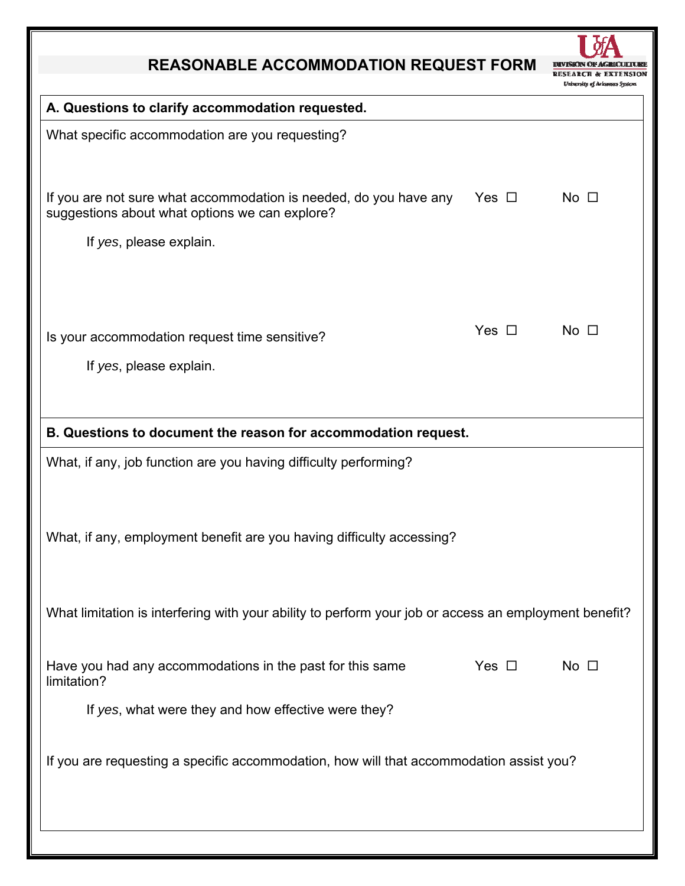# REASONABLE ACCOMMODATION REQUEST FORM

U of A DIVISION OF AGRICULTURE RESEARCH & EXTENSION University of Arkansas System

## A. Questions to clarify accommodation requested.

What specific accommodation are you requesting?

If you are not sure what accommodation is needed, do you have any suggestions about what options we can explore? Yes ☐ No ☐

If *yes*, please explain.

Is your accommodation request time sensitive? Yes ☐ No ☐

If *yes*, please explain.

## B. Questions to document the reason for accommodation request.

What, if any, job function are you having difficulty performing?

What, if any, employment benefit are you having difficulty accessing?

What limitation is interfering with your ability to perform your job or access an employment benefit?

Have you had any accommodations in the past for this same limitation? Yes ☐ No ☐

If *yes*, what were they and how effective were they?

If you are requesting a specific accommodation, how will that accommodation assist you?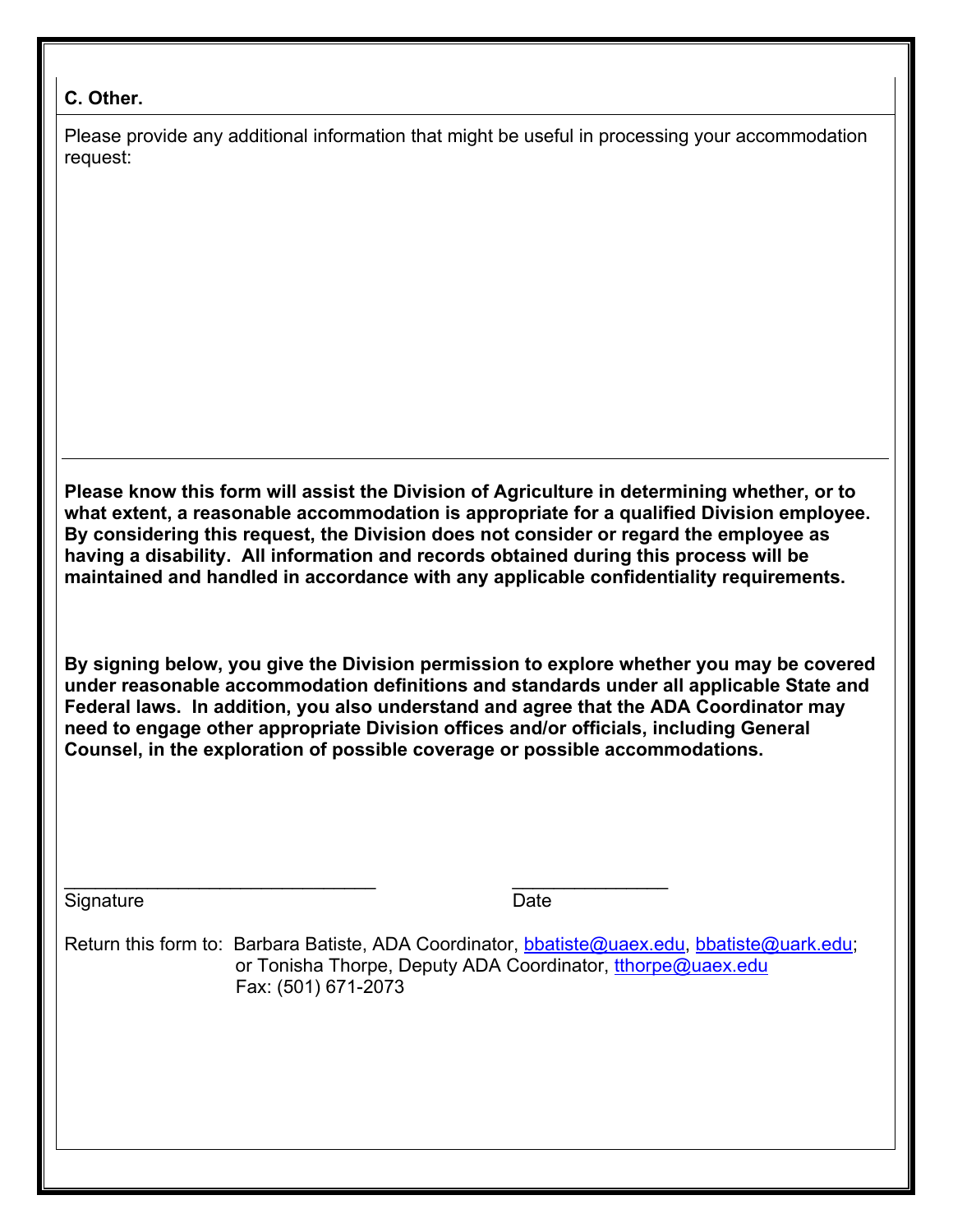**C. Other.**

Please provide any additional information that might be useful in processing your accommodation request:

**Please know this form will assist the Division of Agriculture in determining whether, or to what extent, a reasonable accommodation is appropriate for a qualified Division employee. By considering this request, the Division does not consider or regard the employee as having a disability. All information and records obtained during this process will be maintained and handled in accordance with any applicable confidentiality requirements.**

**By signing below, you give the Division permission to explore whether you may be covered under reasonable accommodation definitions and standards under all applicable State and Federal laws. In addition, you also understand and agree that the ADA Coordinator may need to engage other appropriate Division offices and/or officials, including General Counsel, in the exploration of possible coverage or possible accommodations.**

______________________________ _______________

Signature Date

Return this form to: Barbara Batiste, ADA Coordinator, bbatiste@uaex.edu, bbatiste@uark.edu; or Tonisha Thorpe, Deputy ADA Coordinator, tthorpe@uaex.edu
Fax: (501) 671-2073